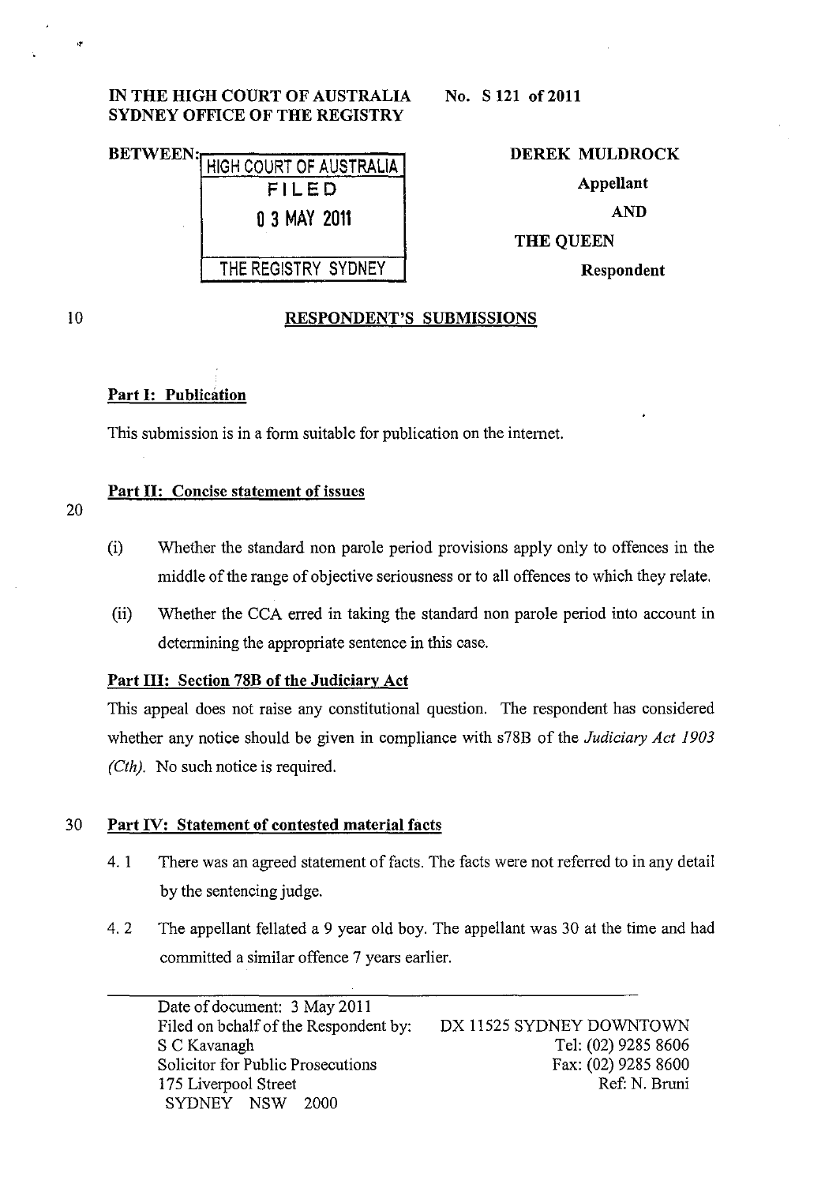IN THE HIGH COURT OF AUSTRALIA
SYDNEY OFFICE OF THE REGISTRY

No. S 121 of 2011

BETWEEN:

HIGH COURT OF AUSTRALIA
FILED
0 3 MAY 2011
THE REGISTRY SYDNEY

**DEREK MULDROCK**
**Appellant**
**AND**
**THE QUEEN**
**Respondent**

## RESPONDENT'S SUBMISSIONS

### Part I: Publication

This submission is in a form suitable for publication on the internet.

### Part II: Concise statement of issues

(i) Whether the standard non parole period provisions apply only to offences in the middle of the range of objective seriousness or to all offences to which they relate.

(ii) Whether the CCA erred in taking the standard non parole period into account in determining the appropriate sentence in this case.

### Part III: Section 78B of the Judiciary Act

This appeal does not raise any constitutional question. The respondent has considered whether any notice should be given in compliance with s78B of the *Judiciary Act 1903 (Cth).* No such notice is required.

### Part IV: Statement of contested material facts

4.1 There was an agreed statement of facts. The facts were not referred to in any detail by the sentencing judge.

4.2 The appellant fellated a 9 year old boy. The appellant was 30 at the time and had committed a similar offence 7 years earlier.

Date of document: 3 May 2011
Filed on behalf of the Respondent by:
S C Kavanagh
Solicitor for Public Prosecutions
175 Liverpool Street
SYDNEY NSW 2000

DX 11525 SYDNEY DOWNTOWN
Tel: (02) 9285 8606
Fax: (02) 9285 8600
Ref: N. Bruni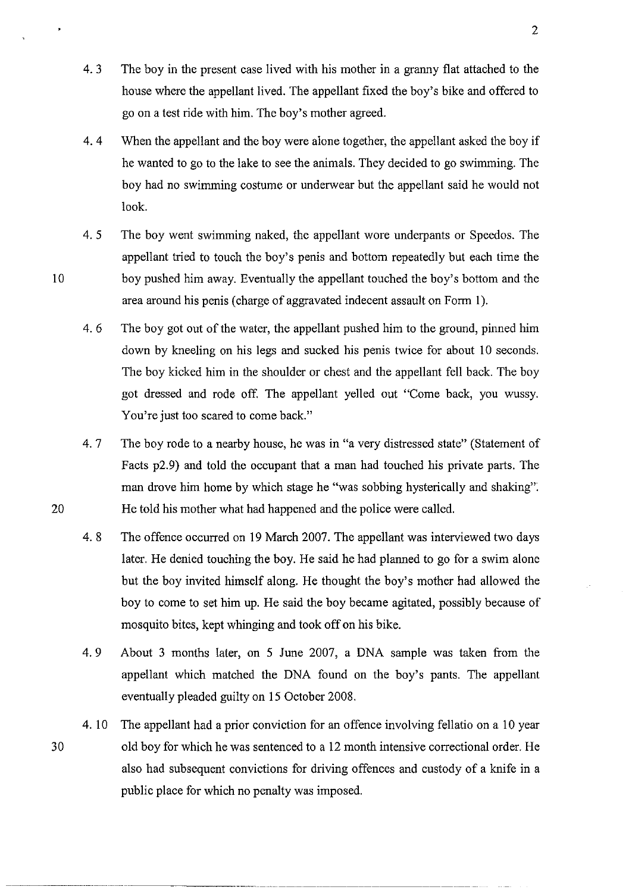4.3 The boy in the present case lived with his mother in a granny flat attached to the house where the appellant lived. The appellant fixed the boy's bike and offered to go on a test ride with him. The boy's mother agreed.

4.4 When the appellant and the boy were alone together, the appellant asked the boy if he wanted to go to the lake to see the animals. They decided to go swimming. The boy had no swimming costume or underwear but the appellant said he would not look.

4.5 The boy went swimming naked, the appellant wore underpants or Speedos. The appellant tried to touch the boy's penis and bottom repeatedly but each time the boy pushed him away. Eventually the appellant touched the boy's bottom and the area around his penis (charge of aggravated indecent assault on Form 1).

4.6 The boy got out of the water, the appellant pushed him to the ground, pinned him down by kneeling on his legs and sucked his penis twice for about 10 seconds. The boy kicked him in the shoulder or chest and the appellant fell back. The boy got dressed and rode off. The appellant yelled out "Come back, you wussy. You're just too scared to come back."

4.7 The boy rode to a nearby house, he was in "a very distressed state" (Statement of Facts p2.9) and told the occupant that a man had touched his private parts. The man drove him home by which stage he "was sobbing hysterically and shaking". He told his mother what had happened and the police were called.

4.8 The offence occurred on 19 March 2007. The appellant was interviewed two days later. He denied touching the boy. He said he had planned to go for a swim alone but the boy invited himself along. He thought the boy's mother had allowed the boy to come to set him up. He said the boy became agitated, possibly because of mosquito bites, kept whinging and took off on his bike.

4.9 About 3 months later, on 5 June 2007, a DNA sample was taken from the appellant which matched the DNA found on the boy's pants. The appellant eventually pleaded guilty on 15 October 2008.

4.10 The appellant had a prior conviction for an offence involving fellatio on a 10 year old boy for which he was sentenced to a 12 month intensive correctional order. He also had subsequent convictions for driving offences and custody of a knife in a public place for which no penalty was imposed.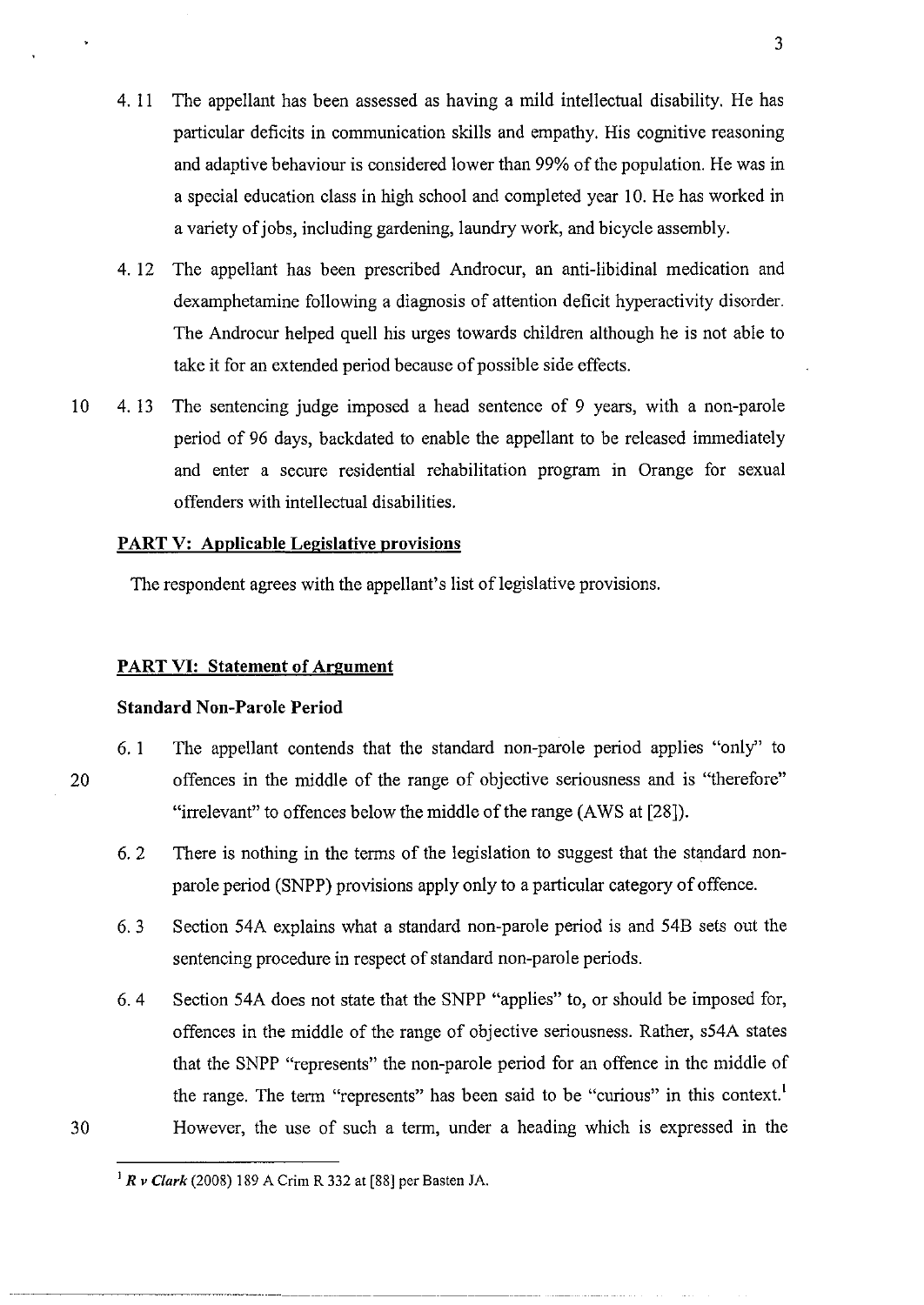4.11 The appellant has been assessed as having a mild intellectual disability. He has particular deficits in communication skills and empathy. His cognitive reasoning and adaptive behaviour is considered lower than 99% of the population. He was in a special education class in high school and completed year 10. He has worked in a variety of jobs, including gardening, laundry work, and bicycle assembly.

4.12 The appellant has been prescribed Androcur, an anti-libidinal medication and dexamphetamine following a diagnosis of attention deficit hyperactivity disorder. The Androcur helped quell his urges towards children although he is not able to take it for an extended period because of possible side effects.

4.13 The sentencing judge imposed a head sentence of 9 years, with a non-parole period of 96 days, backdated to enable the appellant to be released immediately and enter a secure residential rehabilitation program in Orange for sexual offenders with intellectual disabilities.

## PART V: Applicable Legislative provisions

The respondent agrees with the appellant's list of legislative provisions.

## PART VI: Statement of Argument

### Standard Non-Parole Period

6.1 The appellant contends that the standard non-parole period applies "only" to offences in the middle of the range of objective seriousness and is "therefore" "irrelevant" to offences below the middle of the range (AWS at [28]).

6.2 There is nothing in the terms of the legislation to suggest that the standard non-parole period (SNPP) provisions apply only to a particular category of offence.

6.3 Section 54A explains what a standard non-parole period is and 54B sets out the sentencing procedure in respect of standard non-parole periods.

6.4 Section 54A does not state that the SNPP "applies" to, or should be imposed for, offences in the middle of the range of objective seriousness. Rather, s54A states that the SNPP "represents" the non-parole period for an offence in the middle of the range. The term "represents" has been said to be "curious" in this context.[1] However, the use of such a term, under a heading which is expressed in the

[1] ***R v Clark*** (2008) 189 A Crim R 332 at [88] per Basten JA.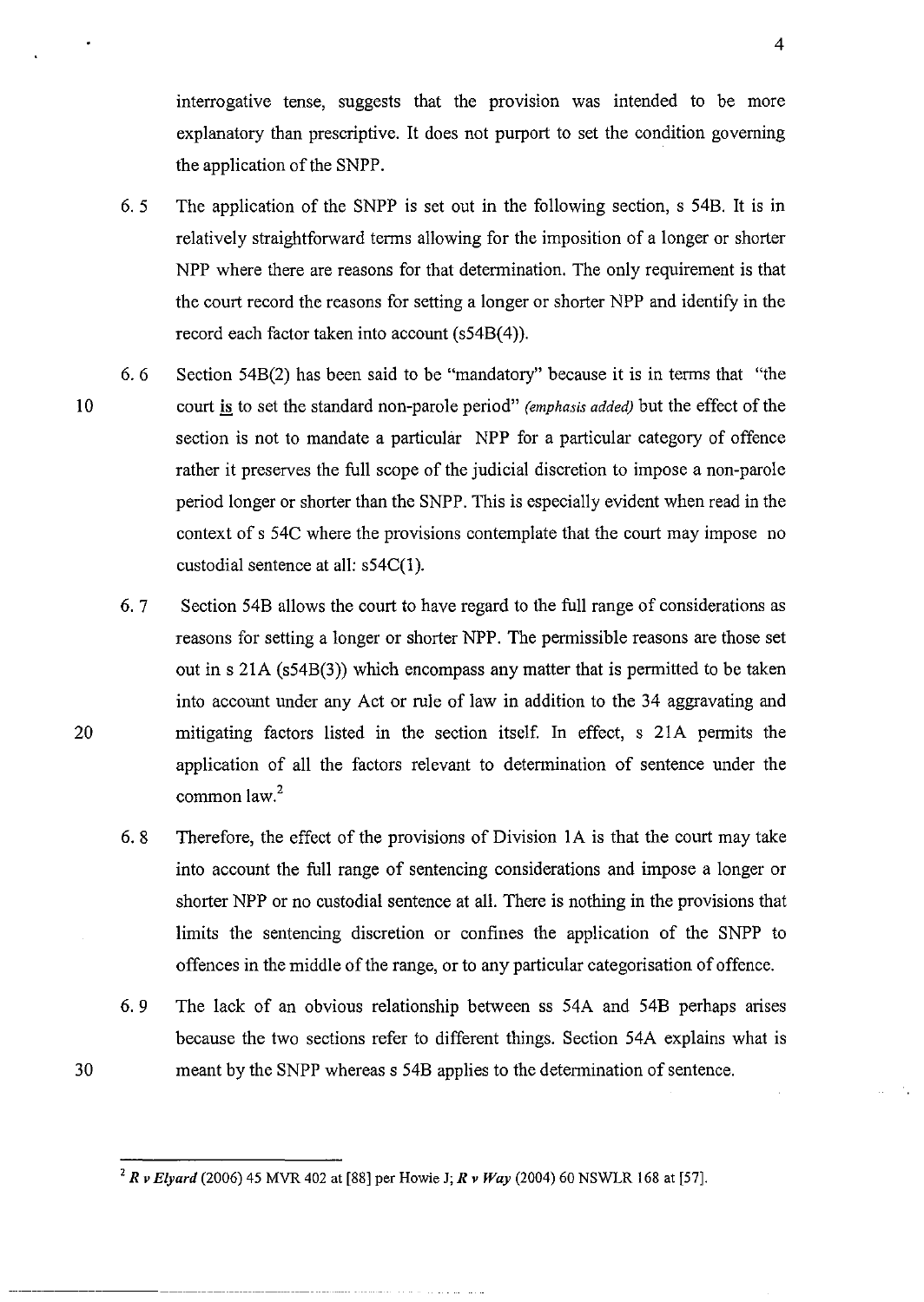interrogative tense, suggests that the provision was intended to be more explanatory than prescriptive. It does not purport to set the condition governing the application of the SNPP.

6.5 The application of the SNPP is set out in the following section, s 54B. It is in relatively straightforward terms allowing for the imposition of a longer or shorter NPP where there are reasons for that determination. The only requirement is that the court record the reasons for setting a longer or shorter NPP and identify in the record each factor taken into account (s54B(4)).

6.6 Section 54B(2) has been said to be "mandatory" because it is in terms that "the court <u>is</u> to set the standard non-parole period" *(emphasis added)* but the effect of the section is not to mandate a particular NPP for a particular category of offence rather it preserves the full scope of the judicial discretion to impose a non-parole period longer or shorter than the SNPP. This is especially evident when read in the context of s 54C where the provisions contemplate that the court may impose no custodial sentence at all: s54C(1).

6.7 Section 54B allows the court to have regard to the full range of considerations as reasons for setting a longer or shorter NPP. The permissible reasons are those set out in s 21A (s54B(3)) which encompass any matter that is permitted to be taken into account under any Act or rule of law in addition to the 34 aggravating and mitigating factors listed in the section itself. In effect, s 21A permits the application of all the factors relevant to determination of sentence under the common law.[2]

6.8 Therefore, the effect of the provisions of Division 1A is that the court may take into account the full range of sentencing considerations and impose a longer or shorter NPP or no custodial sentence at all. There is nothing in the provisions that limits the sentencing discretion or confines the application of the SNPP to offences in the middle of the range, or to any particular categorisation of offence.

6.9 The lack of an obvious relationship between ss 54A and 54B perhaps arises because the two sections refer to different things. Section 54A explains what is meant by the SNPP whereas s 54B applies to the determination of sentence.

---

[2] ***R v Elyard*** (2006) 45 MVR 402 at [88] per Howie J; ***R v Way*** (2004) 60 NSWLR 168 at [57].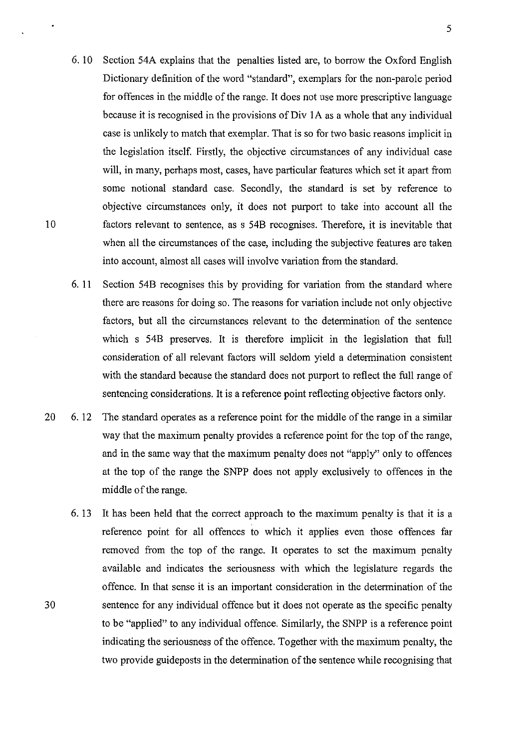6.10 Section 54A explains that the penalties listed are, to borrow the Oxford English Dictionary definition of the word "standard", exemplars for the non-parole period for offences in the middle of the range. It does not use more prescriptive language because it is recognised in the provisions of Div 1A as a whole that any individual case is unlikely to match that exemplar. That is so for two basic reasons implicit in the legislation itself. Firstly, the objective circumstances of any individual case will, in many, perhaps most, cases, have particular features which set it apart from some notional standard case. Secondly, the standard is set by reference to objective circumstances only, it does not purport to take into account all the factors relevant to sentence, as s 54B recognises. Therefore, it is inevitable that when all the circumstances of the case, including the subjective features are taken into account, almost all cases will involve variation from the standard.

6.11 Section 54B recognises this by providing for variation from the standard where there are reasons for doing so. The reasons for variation include not only objective factors, but all the circumstances relevant to the determination of the sentence which s 54B preserves. It is therefore implicit in the legislation that full consideration of all relevant factors will seldom yield a determination consistent with the standard because the standard does not purport to reflect the full range of sentencing considerations. It is a reference point reflecting objective factors only.

6.12 The standard operates as a reference point for the middle of the range in a similar way that the maximum penalty provides a reference point for the top of the range, and in the same way that the maximum penalty does not "apply" only to offences at the top of the range the SNPP does not apply exclusively to offences in the middle of the range.

6.13 It has been held that the correct approach to the maximum penalty is that it is a reference point for all offences to which it applies even those offences far removed from the top of the range. It operates to set the maximum penalty available and indicates the seriousness with which the legislature regards the offence. In that sense it is an important consideration in the determination of the sentence for any individual offence but it does not operate as the specific penalty to be "applied" to any individual offence. Similarly, the SNPP is a reference point indicating the seriousness of the offence. Together with the maximum penalty, the two provide guideposts in the determination of the sentence while recognising that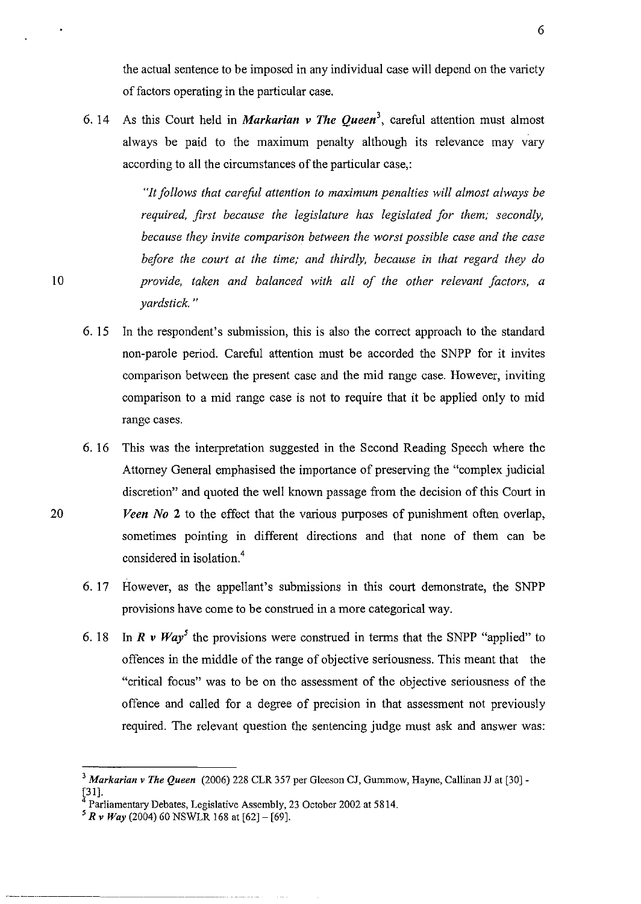the actual sentence to be imposed in any individual case will depend on the variety of factors operating in the particular case.

6. 14 As this Court held in ***Markarian v The Queen***[3], careful attention must almost always be paid to the maximum penalty although its relevance may vary according to all the circumstances of the particular case,:

> *"It follows that careful attention to maximum penalties will almost always be required, first because the legislature has legislated for them; secondly, because they invite comparison between the worst possible case and the case before the court at the time; and thirdly, because in that regard they do provide, taken and balanced with all of the other relevant factors, a yardstick."*

6. 15 In the respondent's submission, this is also the correct approach to the standard non-parole period. Careful attention must be accorded the SNPP for it invites comparison between the present case and the mid range case. However, inviting comparison to a mid range case is not to require that it be applied only to mid range cases.

6. 16 This was the interpretation suggested in the Second Reading Speech where the Attorney General emphasised the importance of preserving the "complex judicial discretion" and quoted the well known passage from the decision of this Court in ***Veen No 2*** to the effect that the various purposes of punishment often overlap, sometimes pointing in different directions and that none of them can be considered in isolation.[4]

6. 17 However, as the appellant's submissions in this court demonstrate, the SNPP provisions have come to be construed in a more categorical way.

6. 18 In ***R v Way***[5] the provisions were construed in terms that the SNPP "applied" to offences in the middle of the range of objective seriousness. This meant that the "critical focus" was to be on the assessment of the objective seriousness of the offence and called for a degree of precision in that assessment not previously required. The relevant question the sentencing judge must ask and answer was:

---

[3] ***Markarian v The Queen*** (2006) 228 CLR 357 per Gleeson CJ, Gummow, Hayne, Callinan JJ at [30] - [31].

[4] Parliamentary Debates, Legislative Assembly, 23 October 2002 at 5814.

[5] ***R v Way*** (2004) 60 NSWLR 168 at [62] – [69].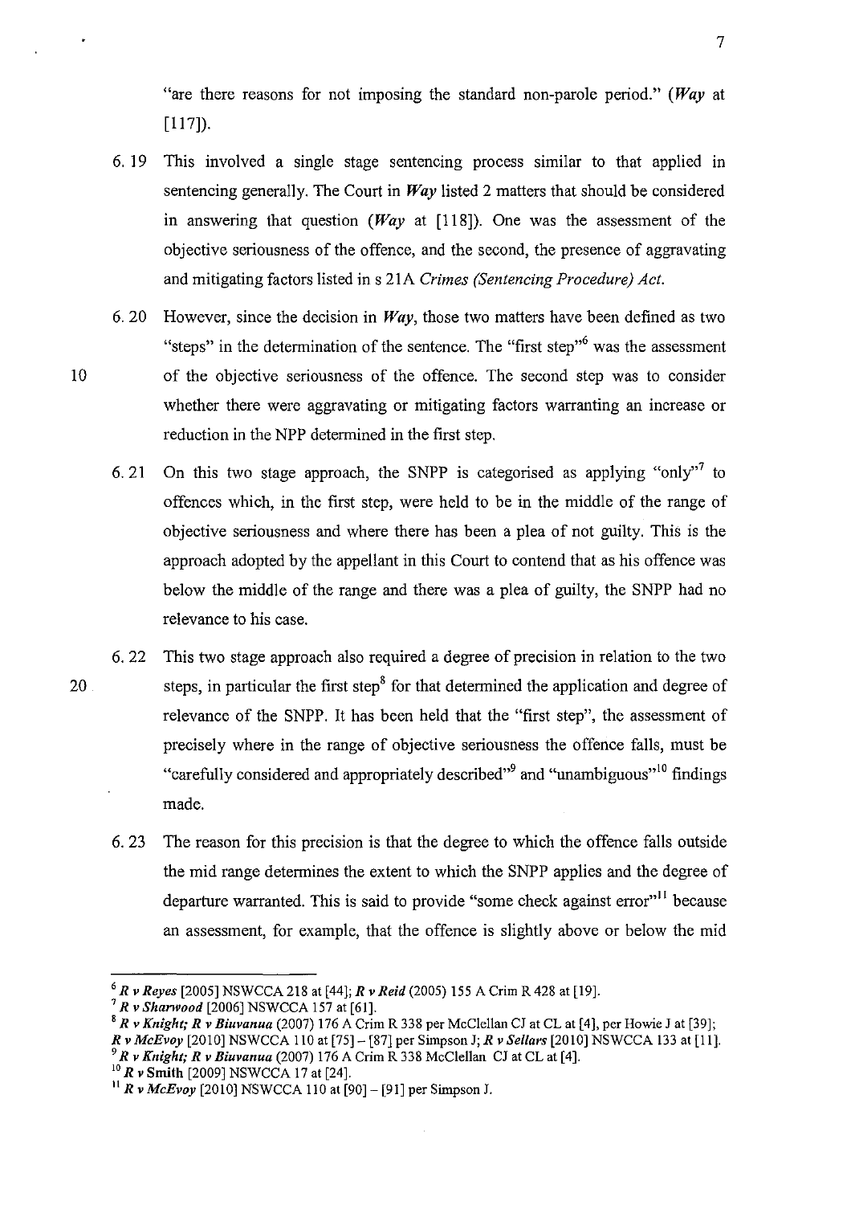"are there reasons for not imposing the standard non-parole period." (***Way*** at [117]).

6.19 This involved a single stage sentencing process similar to that applied in sentencing generally. The Court in ***Way*** listed 2 matters that should be considered in answering that question (***Way*** at [118]). One was the assessment of the objective seriousness of the offence, and the second, the presence of aggravating and mitigating factors listed in s 21A *Crimes (Sentencing Procedure) Act.*

6.20 However, since the decision in ***Way***, those two matters have been defined as two "steps" in the determination of the sentence. The "first step"[6] was the assessment of the objective seriousness of the offence. The second step was to consider whether there were aggravating or mitigating factors warranting an increase or reduction in the NPP determined in the first step.

6.21 On this two stage approach, the SNPP is categorised as applying "only"[7] to offences which, in the first step, were held to be in the middle of the range of objective seriousness and where there has been a plea of not guilty. This is the approach adopted by the appellant in this Court to contend that as his offence was below the middle of the range and there was a plea of guilty, the SNPP had no relevance to his case.

6.22 This two stage approach also required a degree of precision in relation to the two steps, in particular the first step[8] for that determined the application and degree of relevance of the SNPP. It has been held that the "first step", the assessment of precisely where in the range of objective seriousness the offence falls, must be "carefully considered and appropriately described"[9] and "unambiguous"[10] findings made.

6.23 The reason for this precision is that the degree to which the offence falls outside the mid range determines the extent to which the SNPP applies and the degree of departure warranted. This is said to provide "some check against error"[11] because an assessment, for example, that the offence is slightly above or below the mid

---

[6] ***R v Reyes*** [2005] NSWCCA 218 at [44]; ***R v Reid*** (2005) 155 A Crim R 428 at [19].

[7] ***R v Sharwood*** [2006] NSWCCA 157 at [61].

[8] ***R v Knight; R v Biuvanua*** (2007) 176 A Crim R 338 per McClellan CJ at CL at [4], per Howie J at [39]; ***R v McEvoy*** [2010] NSWCCA 110 at [75] – [87] per Simpson J; ***R v Sellars*** [2010] NSWCCA 133 at [11].

[9] ***R v Knight; R v Biuvanua*** (2007) 176 A Crim R 338 McClellan CJ at CL at [4].

[10] ***R v* Smith** [2009] NSWCCA 17 at [24].

[11] ***R v McEvoy*** [2010] NSWCCA 110 at [90] – [91] per Simpson J.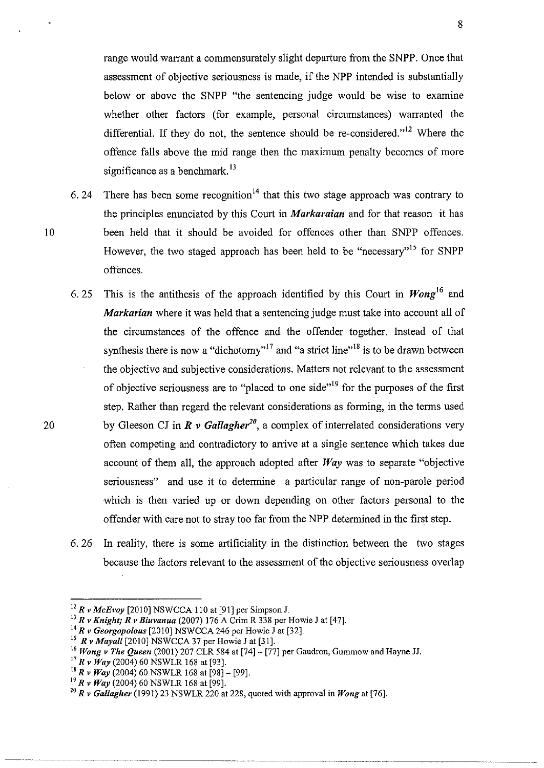range would warrant a commensurately slight departure from the SNPP. Once that assessment of objective seriousness is made, if the NPP intended is substantially below or above the SNPP "the sentencing judge would be wise to examine whether other factors (for example, personal circumstances) warranted the differential. If they do not, the sentence should be re-considered."[12] Where the offence falls above the mid range then the maximum penalty becomes of more significance as a benchmark.[13]

6.24 There has been some recognition[14] that this two stage approach was contrary to the principles enunciated by this Court in ***Markaraian*** and for that reason it has been held that it should be avoided for offences other than SNPP offences. However, the two staged approach has been held to be "necessary"[15] for SNPP offences.

6.25 This is the antithesis of the approach identified by this Court in ***Wong***[16] and ***Markarian*** where it was held that a sentencing judge must take into account all of the circumstances of the offence and the offender together. Instead of that synthesis there is now a "dichotomy"[17] and "a strict line"[18] is to be drawn between the objective and subjective considerations. Matters not relevant to the assessment of objective seriousness are to "placed to one side"[19] for the purposes of the first step. Rather than regard the relevant considerations as forming, in the terms used by Gleeson CJ in ***R v Gallagher***[20], a complex of interrelated considerations very often competing and contradictory to arrive at a single sentence which takes due account of them all, the approach adopted after ***Way*** was to separate "objective seriousness" and use it to determine a particular range of non-parole period which is then varied up or down depending on other factors personal to the offender with care not to stray too far from the NPP determined in the first step.

6.26 In reality, there is some artificiality in the distinction between the two stages because the factors relevant to the assessment of the objective seriousness overlap

---

[12] ***R v McEvoy*** [2010] NSWCCA 110 at [91] per Simpson J.

[13] ***R v Knight; R v Biuvanua*** (2007) 176 A Crim R 338 per Howie J at [47].

[14] ***R v Georgopolous*** [2010] NSWCCA 246 per Howie J at [32].

[15] ***R v Mayall*** [2010] NSWCCA 37 per Howie J at [31].

[16] ***Wong v The Queen*** (2001) 207 CLR 584 at [74] – [77] per Gaudron, Gummow and Hayne JJ.

[17] ***R v Way*** (2004) 60 NSWLR 168 at [93].

[18] ***R v Way*** (2004) 60 NSWLR 168 at [98] – [99].

[19] ***R v Way*** (2004) 60 NSWLR 168 at [99].

[20] ***R v Gallagher*** (1991) 23 NSWLR 220 at 228, quoted with approval in ***Wong*** at [76].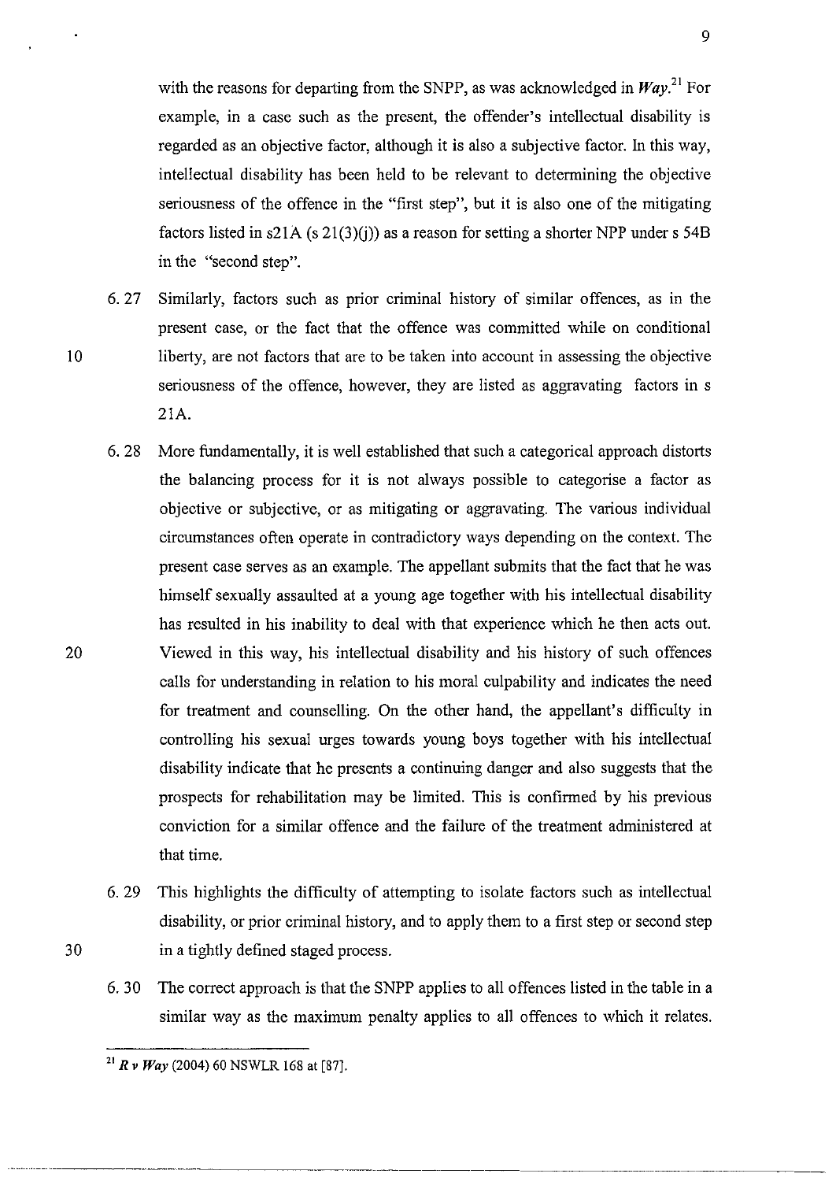with the reasons for departing from the SNPP, as was acknowledged in ***Way***.[21] For example, in a case such as the present, the offender's intellectual disability is regarded as an objective factor, although it is also a subjective factor. In this way, intellectual disability has been held to be relevant to determining the objective seriousness of the offence in the "first step", but it is also one of the mitigating factors listed in s21A (s 21(3)(j)) as a reason for setting a shorter NPP under s 54B in the "second step".

6.27 Similarly, factors such as prior criminal history of similar offences, as in the present case, or the fact that the offence was committed while on conditional liberty, are not factors that are to be taken into account in assessing the objective seriousness of the offence, however, they are listed as aggravating factors in s 21A.

6.28 More fundamentally, it is well established that such a categorical approach distorts the balancing process for it is not always possible to categorise a factor as objective or subjective, or as mitigating or aggravating. The various individual circumstances often operate in contradictory ways depending on the context. The present case serves as an example. The appellant submits that the fact that he was himself sexually assaulted at a young age together with his intellectual disability has resulted in his inability to deal with that experience which he then acts out. Viewed in this way, his intellectual disability and his history of such offences calls for understanding in relation to his moral culpability and indicates the need for treatment and counselling. On the other hand, the appellant's difficulty in controlling his sexual urges towards young boys together with his intellectual disability indicate that he presents a continuing danger and also suggests that the prospects for rehabilitation may be limited. This is confirmed by his previous conviction for a similar offence and the failure of the treatment administered at that time.

6.29 This highlights the difficulty of attempting to isolate factors such as intellectual disability, or prior criminal history, and to apply them to a first step or second step in a tightly defined staged process.

6.30 The correct approach is that the SNPP applies to all offences listed in the table in a similar way as the maximum penalty applies to all offences to which it relates.

---

[21] ***R v Way*** (2004) 60 NSWLR 168 at [87].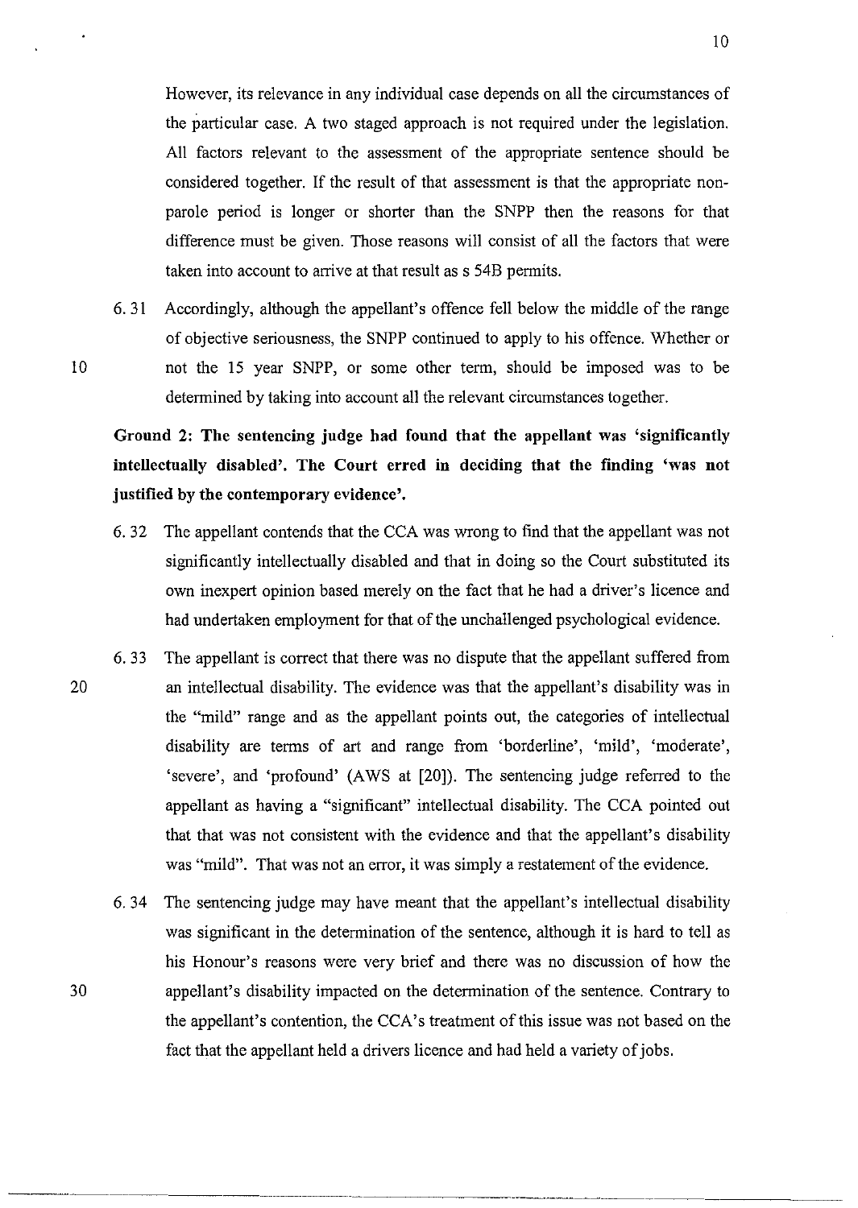However, its relevance in any individual case depends on all the circumstances of the particular case. A two staged approach is not required under the legislation. All factors relevant to the assessment of the appropriate sentence should be considered together. If the result of that assessment is that the appropriate non-parole period is longer or shorter than the SNPP then the reasons for that difference must be given. Those reasons will consist of all the factors that were taken into account to arrive at that result as s 54B permits.

6.31 Accordingly, although the appellant's offence fell below the middle of the range of objective seriousness, the SNPP continued to apply to his offence. Whether or not the 15 year SNPP, or some other term, should be imposed was to be determined by taking into account all the relevant circumstances together.

**Ground 2: The sentencing judge had found that the appellant was 'significantly intellectually disabled'. The Court erred in deciding that the finding 'was not justified by the contemporary evidence'.**

6.32 The appellant contends that the CCA was wrong to find that the appellant was not significantly intellectually disabled and that in doing so the Court substituted its own inexpert opinion based merely on the fact that he had a driver's licence and had undertaken employment for that of the unchallenged psychological evidence.

6.33 The appellant is correct that there was no dispute that the appellant suffered from an intellectual disability. The evidence was that the appellant's disability was in the "mild" range and as the appellant points out, the categories of intellectual disability are terms of art and range from 'borderline', 'mild', 'moderate', 'severe', and 'profound' (AWS at [20]). The sentencing judge referred to the appellant as having a "significant" intellectual disability. The CCA pointed out that that was not consistent with the evidence and that the appellant's disability was "mild". That was not an error, it was simply a restatement of the evidence.

6.34 The sentencing judge may have meant that the appellant's intellectual disability was significant in the determination of the sentence, although it is hard to tell as his Honour's reasons were very brief and there was no discussion of how the appellant's disability impacted on the determination of the sentence. Contrary to the appellant's contention, the CCA's treatment of this issue was not based on the fact that the appellant held a drivers licence and had held a variety of jobs.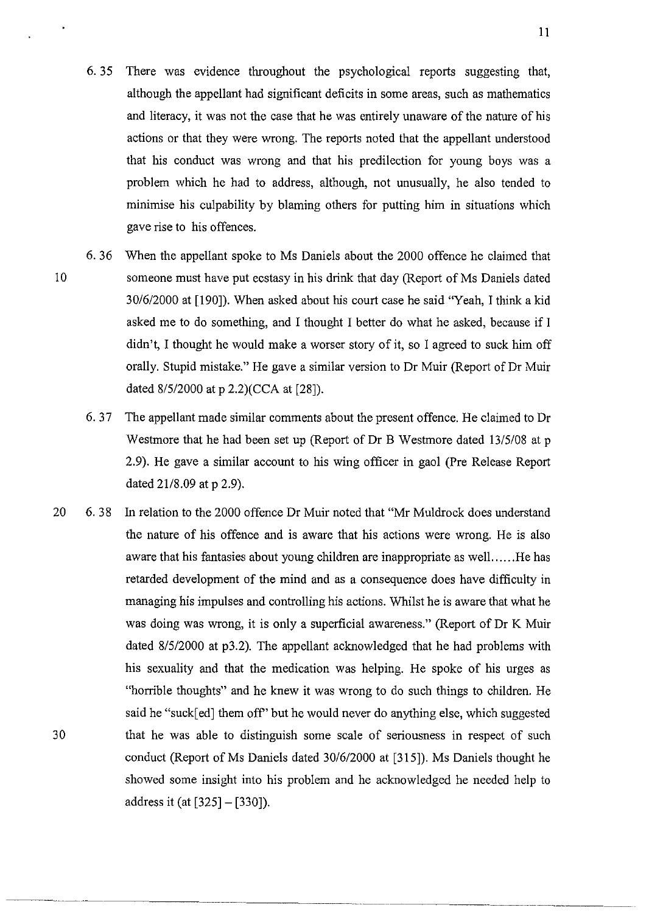6.35 There was evidence throughout the psychological reports suggesting that, although the appellant had significant deficits in some areas, such as mathematics and literacy, it was not the case that he was entirely unaware of the nature of his actions or that they were wrong. The reports noted that the appellant understood that his conduct was wrong and that his predilection for young boys was a problem which he had to address, although, not unusually, he also tended to minimise his culpability by blaming others for putting him in situations which gave rise to his offences.

6.36 When the appellant spoke to Ms Daniels about the 2000 offence he claimed that someone must have put ecstasy in his drink that day (Report of Ms Daniels dated 30/6/2000 at [190]). When asked about his court case he said "Yeah, I think a kid asked me to do something, and I thought I better do what he asked, because if I didn't, I thought he would make a worser story of it, so I agreed to suck him off orally. Stupid mistake." He gave a similar version to Dr Muir (Report of Dr Muir dated 8/5/2000 at p 2.2)(CCA at [28]).

6.37 The appellant made similar comments about the present offence. He claimed to Dr Westmore that he had been set up (Report of Dr B Westmore dated 13/5/08 at p 2.9). He gave a similar account to his wing officer in gaol (Pre Release Report dated 21/8.09 at p 2.9).

6.38 In relation to the 2000 offence Dr Muir noted that "Mr Muldrock does understand the nature of his offence and is aware that his actions were wrong. He is also aware that his fantasies about young children are inappropriate as well......He has retarded development of the mind and as a consequence does have difficulty in managing his impulses and controlling his actions. Whilst he is aware that what he was doing was wrong, it is only a superficial awareness." (Report of Dr K Muir dated 8/5/2000 at p3.2). The appellant acknowledged that he had problems with his sexuality and that the medication was helping. He spoke of his urges as "horrible thoughts" and he knew it was wrong to do such things to children. He said he "suck[ed] them off" but he would never do anything else, which suggested that he was able to distinguish some scale of seriousness in respect of such conduct (Report of Ms Daniels dated 30/6/2000 at [315]). Ms Daniels thought he showed some insight into his problem and he acknowledged he needed help to address it (at [325] – [330]).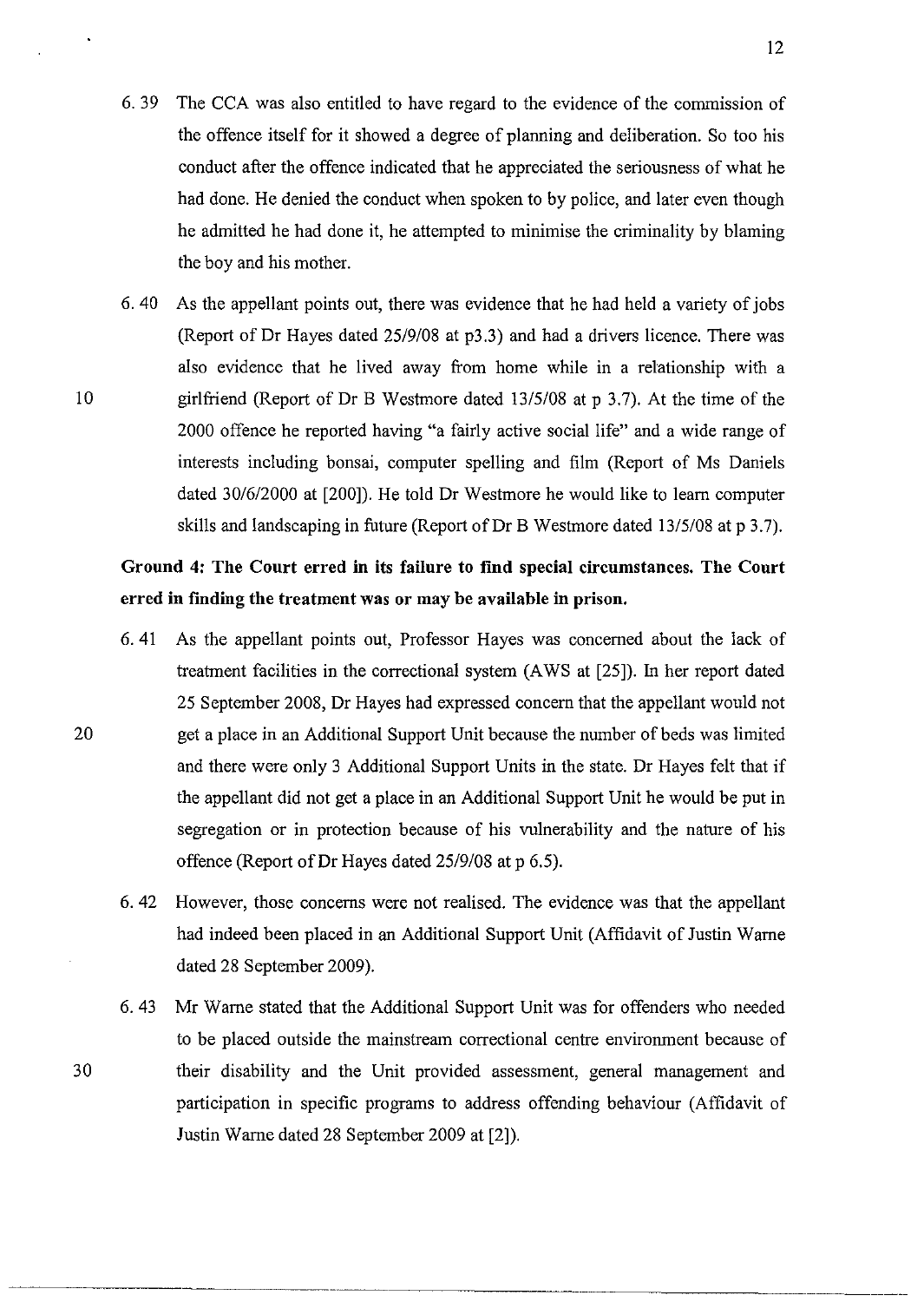6.39 The CCA was also entitled to have regard to the evidence of the commission of the offence itself for it showed a degree of planning and deliberation. So too his conduct after the offence indicated that he appreciated the seriousness of what he had done. He denied the conduct when spoken to by police, and later even though he admitted he had done it, he attempted to minimise the criminality by blaming the boy and his mother.

6.40 As the appellant points out, there was evidence that he had held a variety of jobs (Report of Dr Hayes dated 25/9/08 at p3.3) and had a drivers licence. There was also evidence that he lived away from home while in a relationship with a girlfriend (Report of Dr B Westmore dated 13/5/08 at p 3.7). At the time of the 2000 offence he reported having "a fairly active social life" and a wide range of interests including bonsai, computer spelling and film (Report of Ms Daniels dated 30/6/2000 at [200]). He told Dr Westmore he would like to learn computer skills and landscaping in future (Report of Dr B Westmore dated 13/5/08 at p 3.7).

**Ground 4: The Court erred in its failure to find special circumstances. The Court erred in finding the treatment was or may be available in prison.**

6.41 As the appellant points out, Professor Hayes was concerned about the lack of treatment facilities in the correctional system (AWS at [25]). In her report dated 25 September 2008, Dr Hayes had expressed concern that the appellant would not get a place in an Additional Support Unit because the number of beds was limited and there were only 3 Additional Support Units in the state. Dr Hayes felt that if the appellant did not get a place in an Additional Support Unit he would be put in segregation or in protection because of his vulnerability and the nature of his offence (Report of Dr Hayes dated 25/9/08 at p 6.5).

6.42 However, those concerns were not realised. The evidence was that the appellant had indeed been placed in an Additional Support Unit (Affidavit of Justin Warne dated 28 September 2009).

6.43 Mr Warne stated that the Additional Support Unit was for offenders who needed to be placed outside the mainstream correctional centre environment because of their disability and the Unit provided assessment, general management and participation in specific programs to address offending behaviour (Affidavit of Justin Warne dated 28 September 2009 at [2]).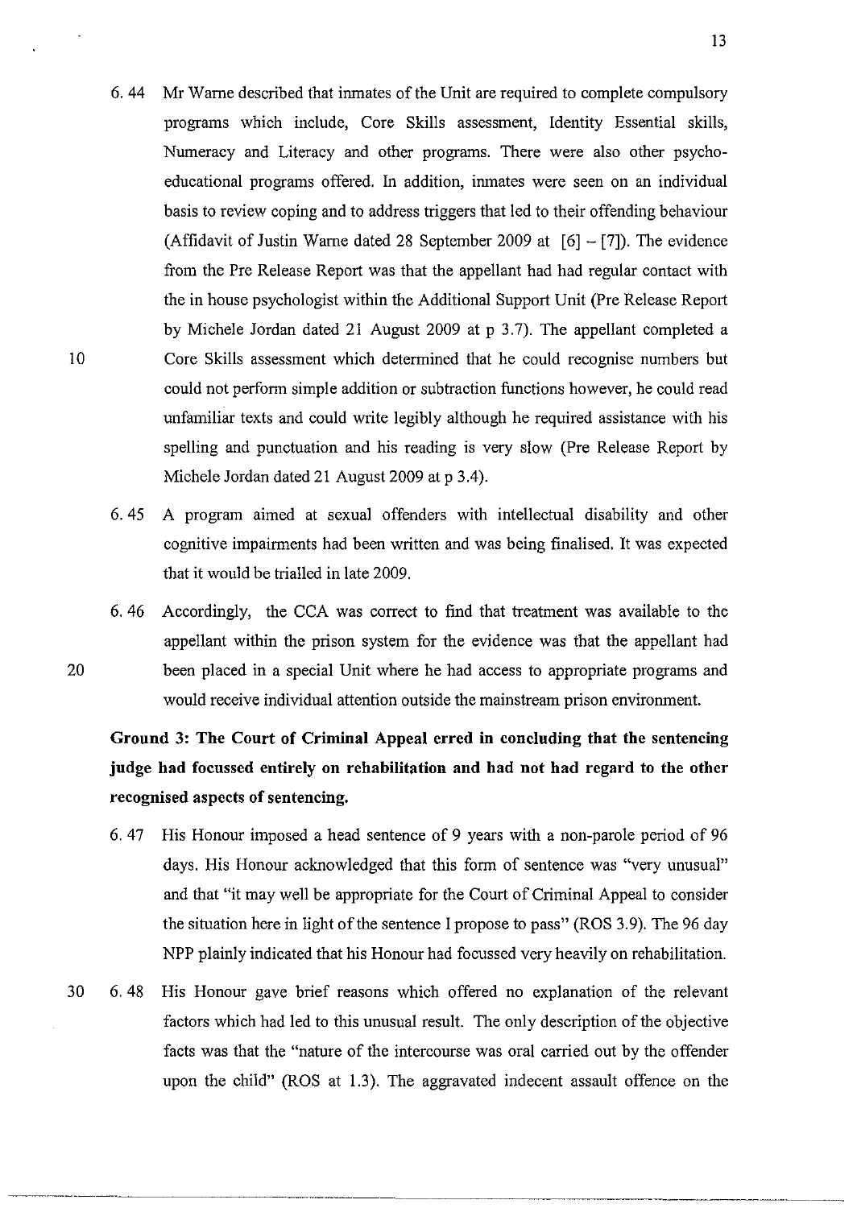6.44 Mr Warne described that inmates of the Unit are required to complete compulsory programs which include, Core Skills assessment, Identity Essential skills, Numeracy and Literacy and other programs. There were also other psycho-educational programs offered. In addition, inmates were seen on an individual basis to review coping and to address triggers that led to their offending behaviour (Affidavit of Justin Warne dated 28 September 2009 at [6] – [7]). The evidence from the Pre Release Report was that the appellant had had regular contact with the in house psychologist within the Additional Support Unit (Pre Release Report by Michele Jordan dated 21 August 2009 at p 3.7). The appellant completed a Core Skills assessment which determined that he could recognise numbers but could not perform simple addition or subtraction functions however, he could read unfamiliar texts and could write legibly although he required assistance with his spelling and punctuation and his reading is very slow (Pre Release Report by Michele Jordan dated 21 August 2009 at p 3.4).

6.45 A program aimed at sexual offenders with intellectual disability and other cognitive impairments had been written and was being finalised. It was expected that it would be trialled in late 2009.

6.46 Accordingly, the CCA was correct to find that treatment was available to the appellant within the prison system for the evidence was that the appellant had been placed in a special Unit where he had access to appropriate programs and would receive individual attention outside the mainstream prison environment.

**Ground 3: The Court of Criminal Appeal erred in concluding that the sentencing judge had focussed entirely on rehabilitation and had not had regard to the other recognised aspects of sentencing.**

6.47 His Honour imposed a head sentence of 9 years with a non-parole period of 96 days. His Honour acknowledged that this form of sentence was "very unusual" and that "it may well be appropriate for the Court of Criminal Appeal to consider the situation here in light of the sentence I propose to pass" (ROS 3.9). The 96 day NPP plainly indicated that his Honour had focussed very heavily on rehabilitation.

6.48 His Honour gave brief reasons which offered no explanation of the relevant factors which had led to this unusual result. The only description of the objective facts was that the "nature of the intercourse was oral carried out by the offender upon the child" (ROS at 1.3). The aggravated indecent assault offence on the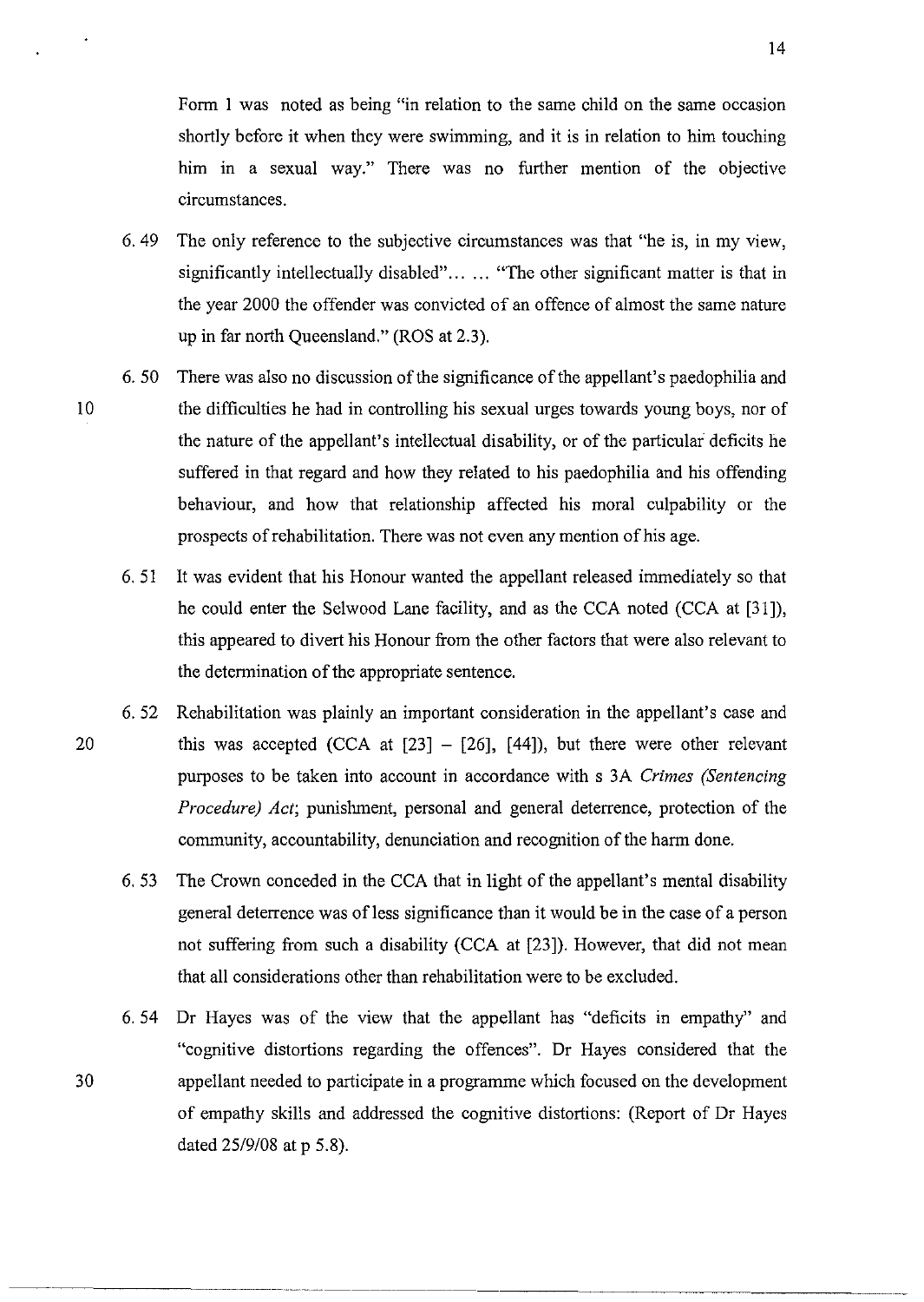Form 1 was noted as being "in relation to the same child on the same occasion shortly before it when they were swimming, and it is in relation to him touching him in a sexual way." There was no further mention of the objective circumstances.

6.49 The only reference to the subjective circumstances was that "he is, in my view, significantly intellectually disabled"... ... "The other significant matter is that in the year 2000 the offender was convicted of an offence of almost the same nature up in far north Queensland." (ROS at 2.3).

6.50 There was also no discussion of the significance of the appellant's paedophilia and the difficulties he had in controlling his sexual urges towards young boys, nor of the nature of the appellant's intellectual disability, or of the particular deficits he suffered in that regard and how they related to his paedophilia and his offending behaviour, and how that relationship affected his moral culpability or the prospects of rehabilitation. There was not even any mention of his age.

6.51 It was evident that his Honour wanted the appellant released immediately so that he could enter the Selwood Lane facility, and as the CCA noted (CCA at [31]), this appeared to divert his Honour from the other factors that were also relevant to the determination of the appropriate sentence.

6.52 Rehabilitation was plainly an important consideration in the appellant's case and this was accepted (CCA at [23] – [26], [44]), but there were other relevant purposes to be taken into account in accordance with s 3A *Crimes (Sentencing Procedure) Act*; punishment, personal and general deterrence, protection of the community, accountability, denunciation and recognition of the harm done.

6.53 The Crown conceded in the CCA that in light of the appellant's mental disability general deterrence was of less significance than it would be in the case of a person not suffering from such a disability (CCA at [23]). However, that did not mean that all considerations other than rehabilitation were to be excluded.

6.54 Dr Hayes was of the view that the appellant has "deficits in empathy" and "cognitive distortions regarding the offences". Dr Hayes considered that the appellant needed to participate in a programme which focused on the development of empathy skills and addressed the cognitive distortions: (Report of Dr Hayes dated 25/9/08 at p 5.8).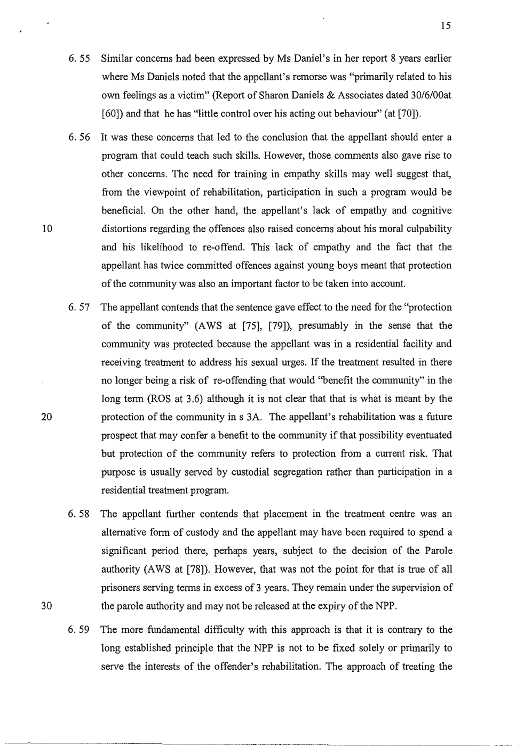6\. 55 Similar concerns had been expressed by Ms Daniel's in her report 8 years earlier where Ms Daniels noted that the appellant's remorse was "primarily related to his own feelings as a victim" (Report of Sharon Daniels & Associates dated 30/6/00at [60]) and that he has "little control over his acting out behaviour" (at [70]).

6\. 56 It was these concerns that led to the conclusion that the appellant should enter a program that could teach such skills. However, those comments also gave rise to other concerns. The need for training in empathy skills may well suggest that, from the viewpoint of rehabilitation, participation in such a program would be beneficial. On the other hand, the appellant's lack of empathy and cognitive distortions regarding the offences also raised concerns about his moral culpability and his likelihood to re-offend. This lack of empathy and the fact that the appellant has twice committed offences against young boys meant that protection of the community was also an important factor to be taken into account.

6\. 57 The appellant contends that the sentence gave effect to the need for the "protection of the community" (AWS at [75], [79]), presumably in the sense that the community was protected because the appellant was in a residential facility and receiving treatment to address his sexual urges. If the treatment resulted in there no longer being a risk of re-offending that would "benefit the community" in the long term (ROS at 3.6) although it is not clear that that is what is meant by the protection of the community in s 3A. The appellant's rehabilitation was a future prospect that may confer a benefit to the community if that possibility eventuated but protection of the community refers to protection from a current risk. That purpose is usually served by custodial segregation rather than participation in a residential treatment program.

6\. 58 The appellant further contends that placement in the treatment centre was an alternative form of custody and the appellant may have been required to spend a significant period there, perhaps years, subject to the decision of the Parole authority (AWS at [78]). However, that was not the point for that is true of all prisoners serving terms in excess of 3 years. They remain under the supervision of the parole authority and may not be released at the expiry of the NPP.

6\. 59 The more fundamental difficulty with this approach is that it is contrary to the long established principle that the NPP is not to be fixed solely or primarily to serve the interests of the offender's rehabilitation. The approach of treating the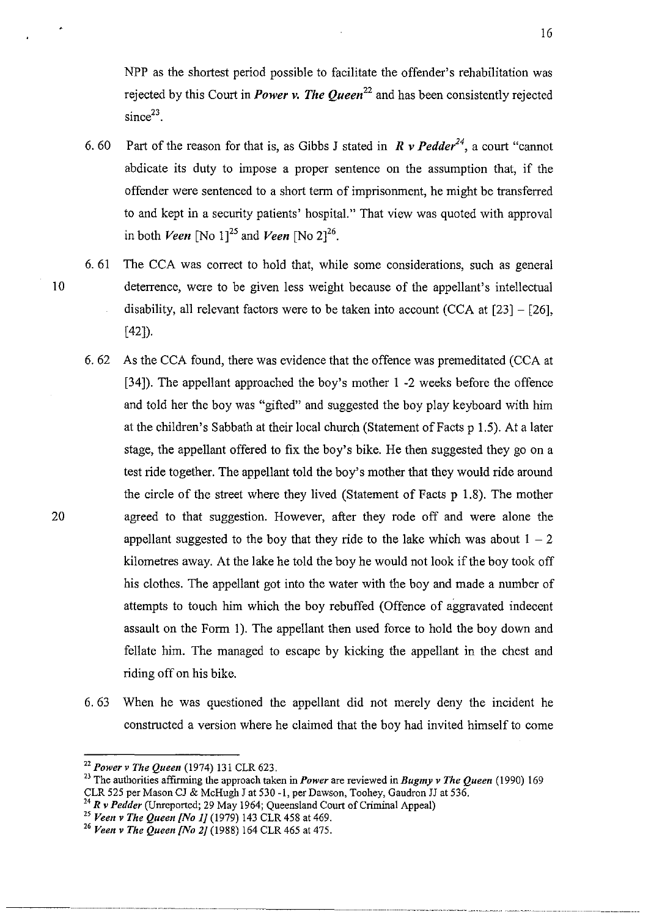NPP as the shortest period possible to facilitate the offender's rehabilitation was rejected by this Court in ***Power v. The Queen***[22] and has been consistently rejected since[23].

6.60 Part of the reason for that is, as Gibbs J stated in ***R v Pedder***[24], a court "cannot abdicate its duty to impose a proper sentence on the assumption that, if the offender were sentenced to a short term of imprisonment, he might be transferred to and kept in a security patients' hospital." That view was quoted with approval in both ***Veen*** [No 1][25] and ***Veen*** [No 2][26].

6.61 The CCA was correct to hold that, while some considerations, such as general deterrence, were to be given less weight because of the appellant's intellectual disability, all relevant factors were to be taken into account (CCA at [23] – [26], [42]).

6.62 As the CCA found, there was evidence that the offence was premeditated (CCA at [34]). The appellant approached the boy's mother 1 -2 weeks before the offence and told her the boy was "gifted" and suggested the boy play keyboard with him at the children's Sabbath at their local church (Statement of Facts p 1.5). At a later stage, the appellant offered to fix the boy's bike. He then suggested they go on a test ride together. The appellant told the boy's mother that they would ride around the circle of the street where they lived (Statement of Facts p 1.8). The mother agreed to that suggestion. However, after they rode off and were alone the appellant suggested to the boy that they ride to the lake which was about 1 – 2 kilometres away. At the lake he told the boy he would not look if the boy took off his clothes. The appellant got into the water with the boy and made a number of attempts to touch him which the boy rebuffed (Offence of aggravated indecent assault on the Form 1). The appellant then used force to hold the boy down and fellate him. The managed to escape by kicking the appellant in the chest and riding off on his bike.

6.63 When he was questioned the appellant did not merely deny the incident he constructed a version where he claimed that the boy had invited himself to come

---

[22] ***Power v The Queen*** (1974) 131 CLR 623.

[23] The authorities affirming the approach taken in ***Power*** are reviewed in ***Bugmy v The Queen*** (1990) 169 CLR 525 per Mason CJ & McHugh J at 530 -1, per Dawson, Toohey, Gaudron JJ at 536.

[24] ***R v Pedder*** (Unreported; 29 May 1964; Queensland Court of Criminal Appeal)

[25] ***Veen v The Queen [No 1]*** (1979) 143 CLR 458 at 469.

[26] ***Veen v The Queen [No 2]*** (1988) 164 CLR 465 at 475.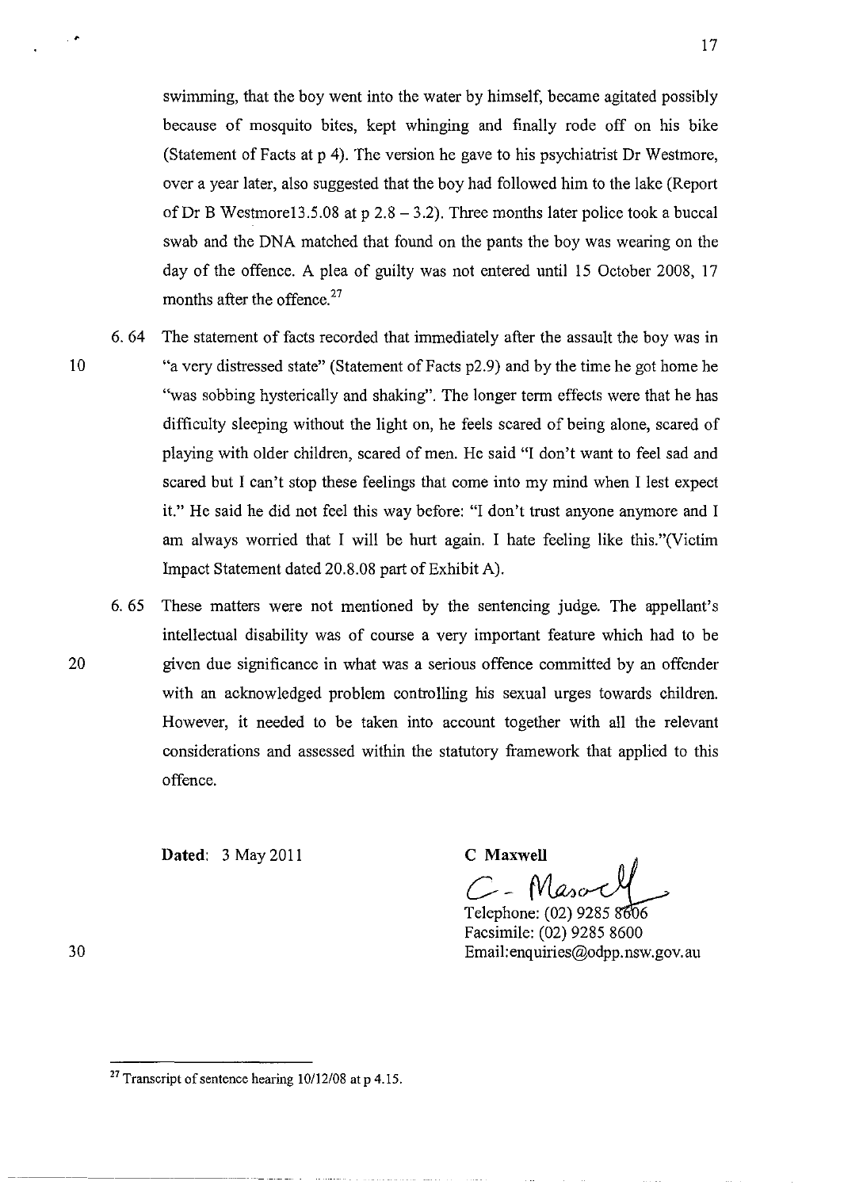swimming, that the boy went into the water by himself, became agitated possibly because of mosquito bites, kept whinging and finally rode off on his bike (Statement of Facts at p 4). The version he gave to his psychiatrist Dr Westmore, over a year later, also suggested that the boy had followed him to the lake (Report of Dr B Westmore13.5.08 at p 2.8 – 3.2). Three months later police took a buccal swab and the DNA matched that found on the pants the boy was wearing on the day of the offence. A plea of guilty was not entered until 15 October 2008, 17 months after the offence.[27]

6. 64 The statement of facts recorded that immediately after the assault the boy was in "a very distressed state" (Statement of Facts p2.9) and by the time he got home he "was sobbing hysterically and shaking". The longer term effects were that he has difficulty sleeping without the light on, he feels scared of being alone, scared of playing with older children, scared of men. He said "I don't want to feel sad and scared but I can't stop these feelings that come into my mind when I lest expect it." He said he did not feel this way before: "I don't trust anyone anymore and I am always worried that I will be hurt again. I hate feeling like this."(Victim Impact Statement dated 20.8.08 part of Exhibit A).

6. 65 These matters were not mentioned by the sentencing judge. The appellant's intellectual disability was of course a very important feature which had to be given due significance in what was a serious offence committed by an offender with an acknowledged problem controlling his sexual urges towards children. However, it needed to be taken into account together with all the relevant considerations and assessed within the statutory framework that applied to this offence.

**Dated:** 3 May 2011

**C Maxwell**

Telephone: (02) 9285 8606
Facsimile: (02) 9285 8600
Email:enquiries@odpp.nsw.gov.au

---

[27] Transcript of sentence hearing 10/12/08 at p 4.15.